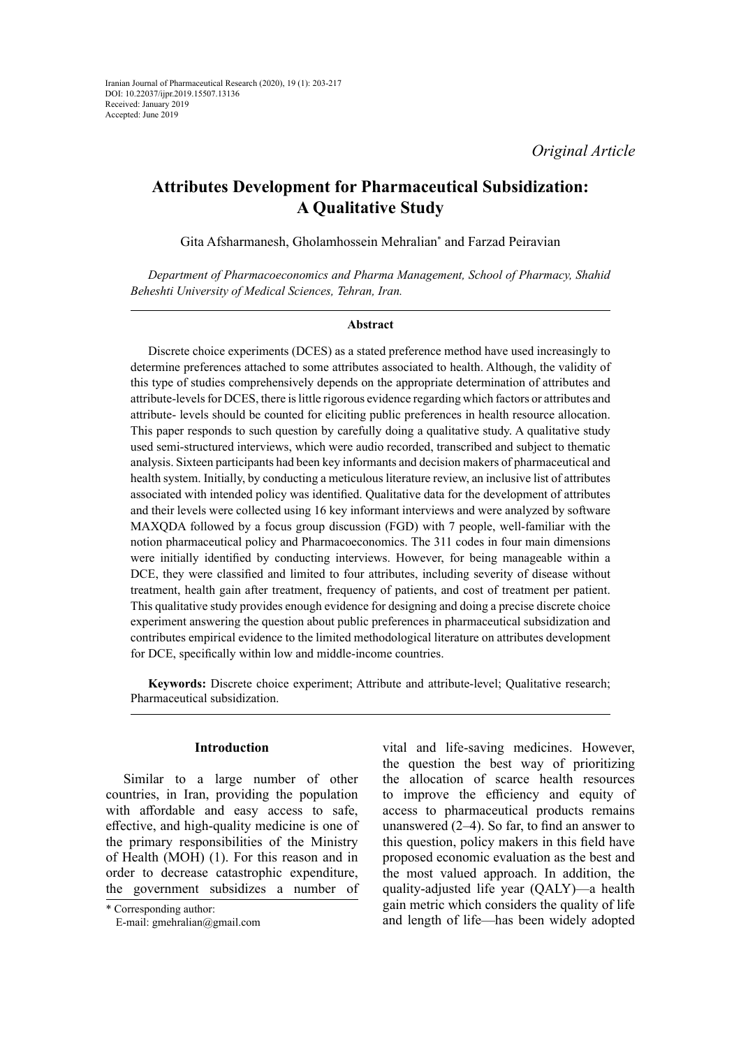Iranian Journal of Pharmaceutical Research (2020), 19 (1): 203-217
DOI: 10.22037/ijpr.2019.15507.13136
Received: January 2019
Accepted: June 2019

*Original Article*

# Attributes Development for Pharmaceutical Subsidization: A Qualitative Study

Gita Afsharmanesh, Gholamhossein Mehralian* and Farzad Peiravian

*Department of Pharmacoeconomics and Pharma Management, School of Pharmacy, Shahid Beheshti University of Medical Sciences, Tehran, Iran.*

### Abstract

Discrete choice experiments (DCES) as a stated preference method have used increasingly to determine preferences attached to some attributes associated to health. Although, the validity of this type of studies comprehensively depends on the appropriate determination of attributes and attribute-levels for DCES, there is little rigorous evidence regarding which factors or attributes and attribute- levels should be counted for eliciting public preferences in health resource allocation. This paper responds to such question by carefully doing a qualitative study. A qualitative study used semi-structured interviews, which were audio recorded, transcribed and subject to thematic analysis. Sixteen participants had been key informants and decision makers of pharmaceutical and health system. Initially, by conducting a meticulous literature review, an inclusive list of attributes associated with intended policy was identified. Qualitative data for the development of attributes and their levels were collected using 16 key informant interviews and were analyzed by software MAXQDA followed by a focus group discussion (FGD) with 7 people, well-familiar with the notion pharmaceutical policy and Pharmacoeconomics. The 311 codes in four main dimensions were initially identified by conducting interviews. However, for being manageable within a DCE, they were classified and limited to four attributes, including severity of disease without treatment, health gain after treatment, frequency of patients, and cost of treatment per patient. This qualitative study provides enough evidence for designing and doing a precise discrete choice experiment answering the question about public preferences in pharmaceutical subsidization and contributes empirical evidence to the limited methodological literature on attributes development for DCE, specifically within low and middle-income countries.

**Keywords:** Discrete choice experiment; Attribute and attribute-level; Qualitative research; Pharmaceutical subsidization.

## Introduction

Similar to a large number of other countries, in Iran, providing the population with affordable and easy access to safe, effective, and high-quality medicine is one of the primary responsibilities of the Ministry of Health (MOH) (1). For this reason and in order to decrease catastrophic expenditure, the government subsidizes a number of vital and life-saving medicines. However, the question the best way of prioritizing the allocation of scarce health resources to improve the efficiency and equity of access to pharmaceutical products remains unanswered (2–4). So far, to find an answer to this question, policy makers in this field have proposed economic evaluation as the best and the most valued approach. In addition, the quality-adjusted life year (QALY)—a health gain metric which considers the quality of life and length of life—has been widely adopted

\* Corresponding author:
E-mail: gmehralian@gmail.com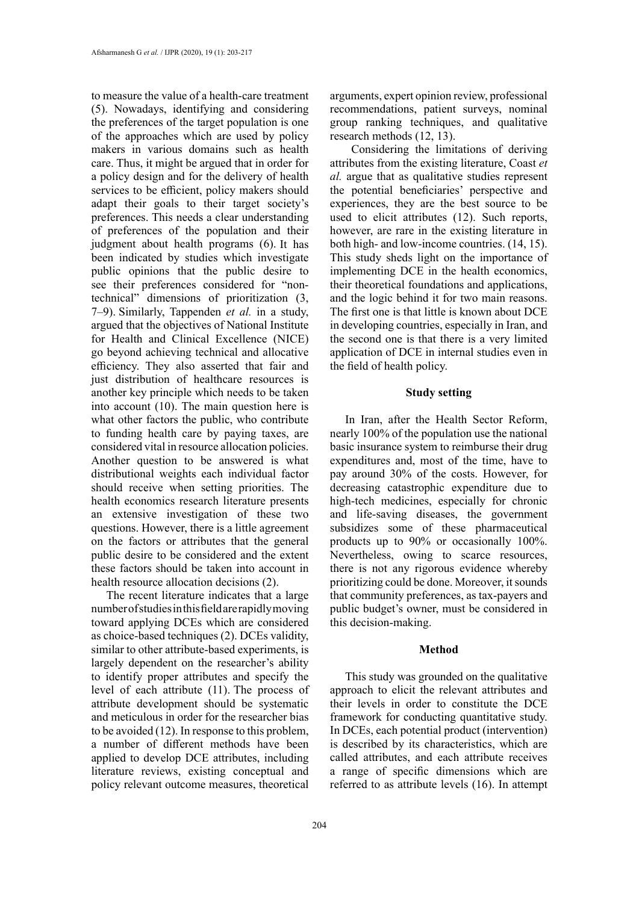to measure the value of a health-care treatment (5). Nowadays, identifying and considering the preferences of the target population is one of the approaches which are used by policy makers in various domains such as health care. Thus, it might be argued that in order for a policy design and for the delivery of health services to be efficient, policy makers should adapt their goals to their target society's preferences. This needs a clear understanding of preferences of the population and their judgment about health programs (6). It has been indicated by studies which investigate public opinions that the public desire to see their preferences considered for "non-technical" dimensions of prioritization (3, 7–9). Similarly, Tappenden *et al.* in a study, argued that the objectives of National Institute for Health and Clinical Excellence (NICE) go beyond achieving technical and allocative efficiency. They also asserted that fair and just distribution of healthcare resources is another key principle which needs to be taken into account (10). The main question here is what other factors the public, who contribute to funding health care by paying taxes, are considered vital in resource allocation policies. Another question to be answered is what distributional weights each individual factor should receive when setting priorities. The health economics research literature presents an extensive investigation of these two questions. However, there is a little agreement on the factors or attributes that the general public desire to be considered and the extent these factors should be taken into account in health resource allocation decisions (2).

The recent literature indicates that a large number of studies in this field are rapidly moving toward applying DCEs which are considered as choice-based techniques (2). DCEs validity, similar to other attribute-based experiments, is largely dependent on the researcher's ability to identify proper attributes and specify the level of each attribute (11). The process of attribute development should be systematic and meticulous in order for the researcher bias to be avoided (12). In response to this problem, a number of different methods have been applied to develop DCE attributes, including literature reviews, existing conceptual and policy relevant outcome measures, theoretical arguments, expert opinion review, professional recommendations, patient surveys, nominal group ranking techniques, and qualitative research methods (12, 13).

Considering the limitations of deriving attributes from the existing literature, Coast *et al.* argue that as qualitative studies represent the potential beneficiaries' perspective and experiences, they are the best source to be used to elicit attributes (12). Such reports, however, are rare in the existing literature in both high- and low-income countries. (14, 15). This study sheds light on the importance of implementing DCE in the health economics, their theoretical foundations and applications, and the logic behind it for two main reasons. The first one is that little is known about DCE in developing countries, especially in Iran, and the second one is that there is a very limited application of DCE in internal studies even in the field of health policy.

## Study setting

In Iran, after the Health Sector Reform, nearly 100% of the population use the national basic insurance system to reimburse their drug expenditures and, most of the time, have to pay around 30% of the costs. However, for decreasing catastrophic expenditure due to high-tech medicines, especially for chronic and life-saving diseases, the government subsidizes some of these pharmaceutical products up to 90% or occasionally 100%. Nevertheless, owing to scarce resources, there is not any rigorous evidence whereby prioritizing could be done. Moreover, it sounds that community preferences, as tax-payers and public budget's owner, must be considered in this decision-making.

## Method

This study was grounded on the qualitative approach to elicit the relevant attributes and their levels in order to constitute the DCE framework for conducting quantitative study. In DCEs, each potential product (intervention) is described by its characteristics, which are called attributes, and each attribute receives a range of specific dimensions which are referred to as attribute levels (16). In attempt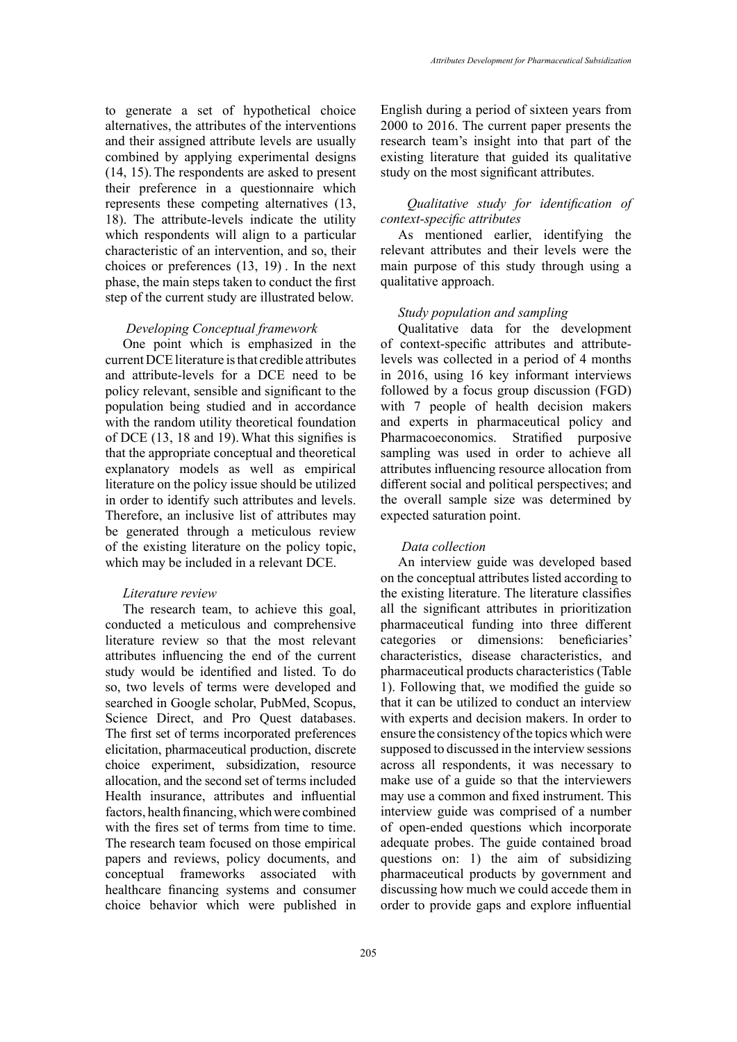to generate a set of hypothetical choice alternatives, the attributes of the interventions and their assigned attribute levels are usually combined by applying experimental designs (14, 15). The respondents are asked to present their preference in a questionnaire which represents these competing alternatives (13, 18). The attribute-levels indicate the utility which respondents will align to a particular characteristic of an intervention, and so, their choices or preferences (13, 19) . In the next phase, the main steps taken to conduct the first step of the current study are illustrated below.

*Developing Conceptual framework*

One point which is emphasized in the current DCE literature is that credible attributes and attribute-levels for a DCE need to be policy relevant, sensible and significant to the population being studied and in accordance with the random utility theoretical foundation of DCE (13, 18 and 19). What this signifies is that the appropriate conceptual and theoretical explanatory models as well as empirical literature on the policy issue should be utilized in order to identify such attributes and levels. Therefore, an inclusive list of attributes may be generated through a meticulous review of the existing literature on the policy topic, which may be included in a relevant DCE.

*Literature review*

The research team, to achieve this goal, conducted a meticulous and comprehensive literature review so that the most relevant attributes influencing the end of the current study would be identified and listed. To do so, two levels of terms were developed and searched in Google scholar, PubMed, Scopus, Science Direct, and Pro Quest databases. The first set of terms incorporated preferences elicitation, pharmaceutical production, discrete choice experiment, subsidization, resource allocation, and the second set of terms included Health insurance, attributes and influential factors, health financing, which were combined with the fires set of terms from time to time. The research team focused on those empirical papers and reviews, policy documents, and conceptual frameworks associated with healthcare financing systems and consumer choice behavior which were published in English during a period of sixteen years from 2000 to 2016. The current paper presents the research team's insight into that part of the existing literature that guided its qualitative study on the most significant attributes.

*Qualitative study for identification of context-specific attributes*

As mentioned earlier, identifying the relevant attributes and their levels were the main purpose of this study through using a qualitative approach.

*Study population and sampling*

Qualitative data for the development of context-specific attributes and attribute-levels was collected in a period of 4 months in 2016, using 16 key informant interviews followed by a focus group discussion (FGD) with 7 people of health decision makers and experts in pharmaceutical policy and Pharmacoeconomics. Stratified purposive sampling was used in order to achieve all attributes influencing resource allocation from different social and political perspectives; and the overall sample size was determined by expected saturation point.

*Data collection*

An interview guide was developed based on the conceptual attributes listed according to the existing literature. The literature classifies all the significant attributes in prioritization pharmaceutical funding into three different categories or dimensions: beneficiaries' characteristics, disease characteristics, and pharmaceutical products characteristics (Table 1). Following that, we modified the guide so that it can be utilized to conduct an interview with experts and decision makers. In order to ensure the consistency of the topics which were supposed to discussed in the interview sessions across all respondents, it was necessary to make use of a guide so that the interviewers may use a common and fixed instrument. This interview guide was comprised of a number of open-ended questions which incorporate adequate probes. The guide contained broad questions on: 1) the aim of subsidizing pharmaceutical products by government and discussing how much we could accede them in order to provide gaps and explore influential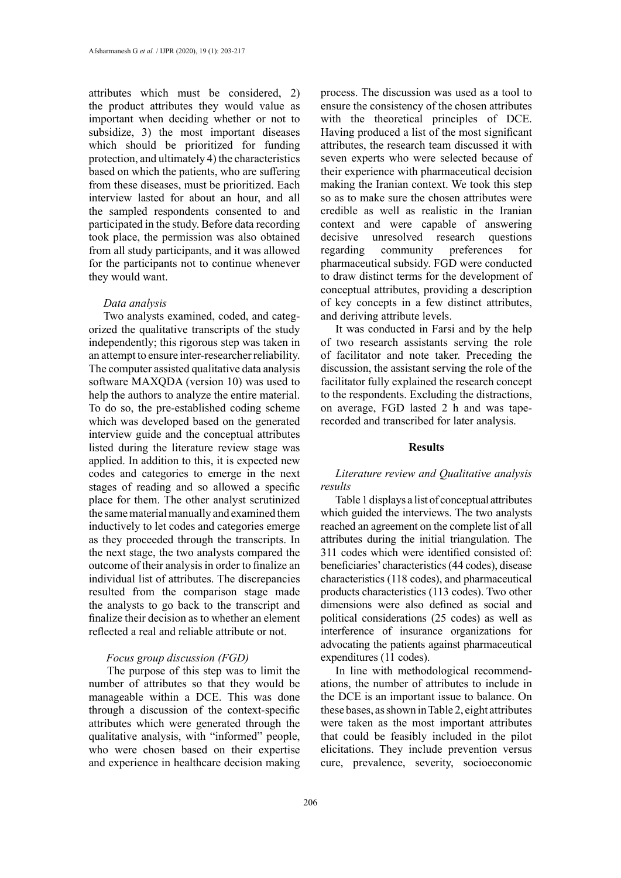attributes which must be considered, 2) the product attributes they would value as important when deciding whether or not to subsidize, 3) the most important diseases which should be prioritized for funding protection, and ultimately 4) the characteristics based on which the patients, who are suffering from these diseases, must be prioritized. Each interview lasted for about an hour, and all the sampled respondents consented to and participated in the study. Before data recording took place, the permission was also obtained from all study participants, and it was allowed for the participants not to continue whenever they would want.

*Data analysis*

Two analysts examined, coded, and categorized the qualitative transcripts of the study independently; this rigorous step was taken in an attempt to ensure inter-researcher reliability. The computer assisted qualitative data analysis software MAXQDA (version 10) was used to help the authors to analyze the entire material. To do so, the pre-established coding scheme which was developed based on the generated interview guide and the conceptual attributes listed during the literature review stage was applied. In addition to this, it is expected new codes and categories to emerge in the next stages of reading and so allowed a specific place for them. The other analyst scrutinized the same material manually and examined them inductively to let codes and categories emerge as they proceeded through the transcripts. In the next stage, the two analysts compared the outcome of their analysis in order to finalize an individual list of attributes. The discrepancies resulted from the comparison stage made the analysts to go back to the transcript and finalize their decision as to whether an element reflected a real and reliable attribute or not.

*Focus group discussion (FGD)*

The purpose of this step was to limit the number of attributes so that they would be manageable within a DCE. This was done through a discussion of the context-specific attributes which were generated through the qualitative analysis, with "informed" people, who were chosen based on their expertise and experience in healthcare decision making process. The discussion was used as a tool to ensure the consistency of the chosen attributes with the theoretical principles of DCE. Having produced a list of the most significant attributes, the research team discussed it with seven experts who were selected because of their experience with pharmaceutical decision making the Iranian context. We took this step so as to make sure the chosen attributes were credible as well as realistic in the Iranian context and were capable of answering decisive unresolved research questions regarding community preferences for pharmaceutical subsidy. FGD were conducted to draw distinct terms for the development of conceptual attributes, providing a description of key concepts in a few distinct attributes, and deriving attribute levels.

It was conducted in Farsi and by the help of two research assistants serving the role of facilitator and note taker. Preceding the discussion, the assistant serving the role of the facilitator fully explained the research concept to the respondents. Excluding the distractions, on average, FGD lasted 2 h and was tape-recorded and transcribed for later analysis.

## Results

*Literature review and Qualitative analysis results*

Table 1 displays a list of conceptual attributes which guided the interviews. The two analysts reached an agreement on the complete list of all attributes during the initial triangulation. The 311 codes which were identified consisted of: beneficiaries' characteristics (44 codes), disease characteristics (118 codes), and pharmaceutical products characteristics (113 codes). Two other dimensions were also defined as social and political considerations (25 codes) as well as interference of insurance organizations for advocating the patients against pharmaceutical expenditures (11 codes).

In line with methodological recommendations, the number of attributes to include in the DCE is an important issue to balance. On these bases, as shown in Table 2, eight attributes were taken as the most important attributes that could be feasibly included in the pilot elicitations. They include prevention versus cure, prevalence, severity, socioeconomic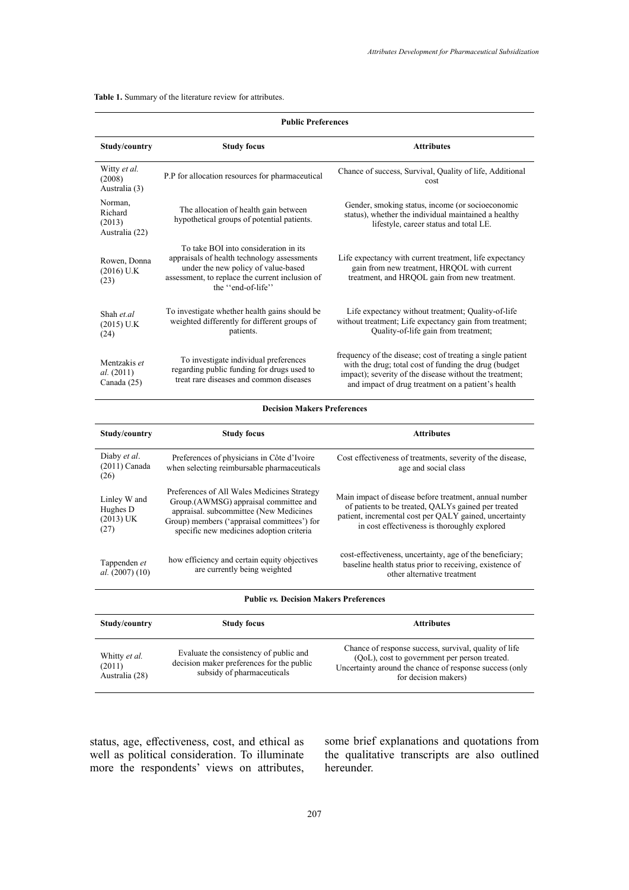**Table 1.** Summary of the literature review for attributes.

| Study/country | Study focus | Attributes |
|---|---|---|
| **Public Preferences** | | |
| Witty *et al.* (2008) Australia (3) | P.P for allocation resources for pharmaceutical | Chance of success, Survival, Quality of life, Additional cost |
| Norman, Richard (2013) Australia (22) | The allocation of health gain between hypothetical groups of potential patients. | Gender, smoking status, income (or socioeconomic status), whether the individual maintained a healthy lifestyle, career status and total LE. |
| Rowen, Donna (2016) U.K (23) | To take BOI into consideration in its appraisals of health technology assessments under the new policy of value-based assessment, to replace the current inclusion of the ''end-of-life'' | Life expectancy with current treatment, life expectancy gain from new treatment, HRQOL with current treatment, and HRQOL gain from new treatment. |
| Shah *et.al* (2015) U.K (24) | To investigate whether health gains should be weighted differently for different groups of patients. | Life expectancy without treatment; Quality-of-life without treatment; Life expectancy gain from treatment; Quality-of-life gain from treatment; |
| Mentzakis *et al.* (2011) Canada (25) | To investigate individual preferences regarding public funding for drugs used to treat rare diseases and common diseases | frequency of the disease; cost of treating a single patient with the drug; total cost of funding the drug (budget impact); severity of the disease without the treatment; and impact of drug treatment on a patient's health |
| **Decision Makers Preferences** | | |
| Diaby *et al*. (2011) Canada (26) | Preferences of physicians in Côte d'Ivoire when selecting reimbursable pharmaceuticals | Cost effectiveness of treatments, severity of the disease, age and social class |
| Linley W and Hughes D (2013) UK (27) | Preferences of All Wales Medicines Strategy Group.(AWMSG) appraisal committee and appraisal. subcommittee (New Medicines Group) members ('appraisal committees') for specific new medicines adoption criteria | Main impact of disease before treatment, annual number of patients to be treated, QALYs gained per treated patient, incremental cost per QALY gained, uncertainty in cost effectiveness is thoroughly explored |
| Tappenden *et al.* (2007) (10) | how efficiency and certain equity objectives are currently being weighted | cost-effectiveness, uncertainty, age of the beneficiary; baseline health status prior to receiving, existence of other alternative treatment |
| **Public *vs.* Decision Makers Preferences** | | |
| Whitty *et al.* (2011) Australia (28) | Evaluate the consistency of public and decision maker preferences for the public subsidy of pharmaceuticals | Chance of response success, survival, quality of life (QoL), cost to government per person treated. Uncertainty around the chance of response success (only for decision makers) |

status, age, effectiveness, cost, and ethical as well as political consideration. To illuminate more the respondents' views on attributes, some brief explanations and quotations from the qualitative transcripts are also outlined hereunder.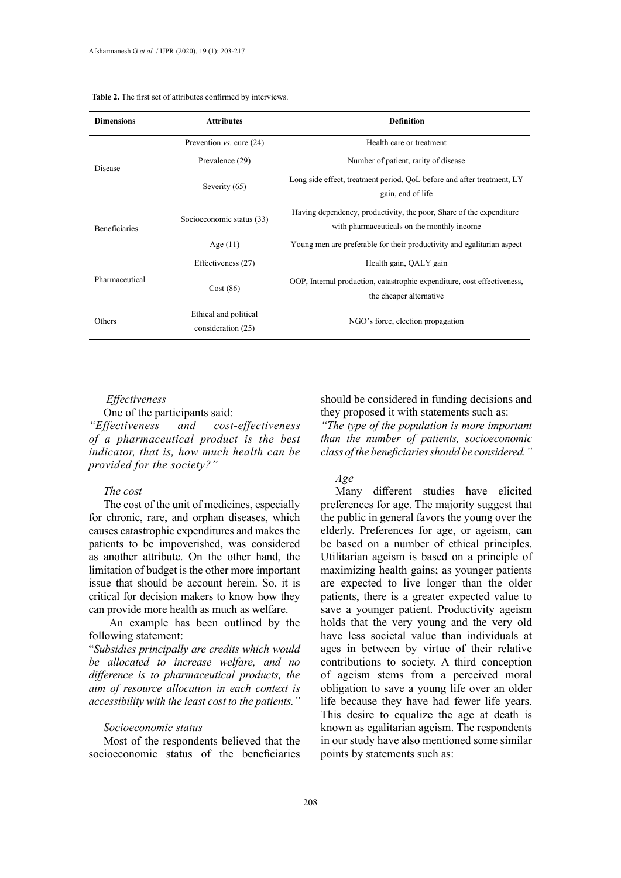**Table 2.** The first set of attributes confirmed by interviews.

| Dimensions | Attributes | Definition |
|---|---|---|
| Disease | Prevention *vs.* cure (24) | Health care or treatment |
| | Prevalence (29) | Number of patient, rarity of disease |
| | Severity (65) | Long side effect, treatment period, QoL before and after treatment, LY gain, end of life |
| Beneficiaries | Socioeconomic status (33) | Having dependency, productivity, the poor, Share of the expenditure with pharmaceuticals on the monthly income |
| | Age (11) | Young men are preferable for their productivity and egalitarian aspect |
| Pharmaceutical | Effectiveness (27) | Health gain, QALY gain |
| | Cost (86) | OOP, Internal production, catastrophic expenditure, cost effectiveness, the cheaper alternative |
| Others | Ethical and political consideration (25) | NGO's force, election propagation |

*Effectiveness*

One of the participants said:

*"Effectiveness and cost-effectiveness of a pharmaceutical product is the best indicator, that is, how much health can be provided for the society?"*

*The cost*

The cost of the unit of medicines, especially for chronic, rare, and orphan diseases, which causes catastrophic expenditures and makes the patients to be impoverished, was considered as another attribute. On the other hand, the limitation of budget is the other more important issue that should be account herein. So, it is critical for decision makers to know how they can provide more health as much as welfare.

An example has been outlined by the following statement:

"*Subsidies principally are credits which would be allocated to increase welfare, and no difference is to pharmaceutical products, the aim of resource allocation in each context is accessibility with the least cost to the patients."*

*Socioeconomic status*

Most of the respondents believed that the socioeconomic status of the beneficiaries should be considered in funding decisions and they proposed it with statements such as:

*"The type of the population is more important than the number of patients, socioeconomic class of the beneficiaries should be considered."*

*Age*

Many different studies have elicited preferences for age. The majority suggest that the public in general favors the young over the elderly. Preferences for age, or ageism, can be based on a number of ethical principles. Utilitarian ageism is based on a principle of maximizing health gains; as younger patients are expected to live longer than the older patients, there is a greater expected value to save a younger patient. Productivity ageism holds that the very young and the very old have less societal value than individuals at ages in between by virtue of their relative contributions to society. A third conception of ageism stems from a perceived moral obligation to save a young life over an older life because they have had fewer life years. This desire to equalize the age at death is known as egalitarian ageism. The respondents in our study have also mentioned some similar points by statements such as: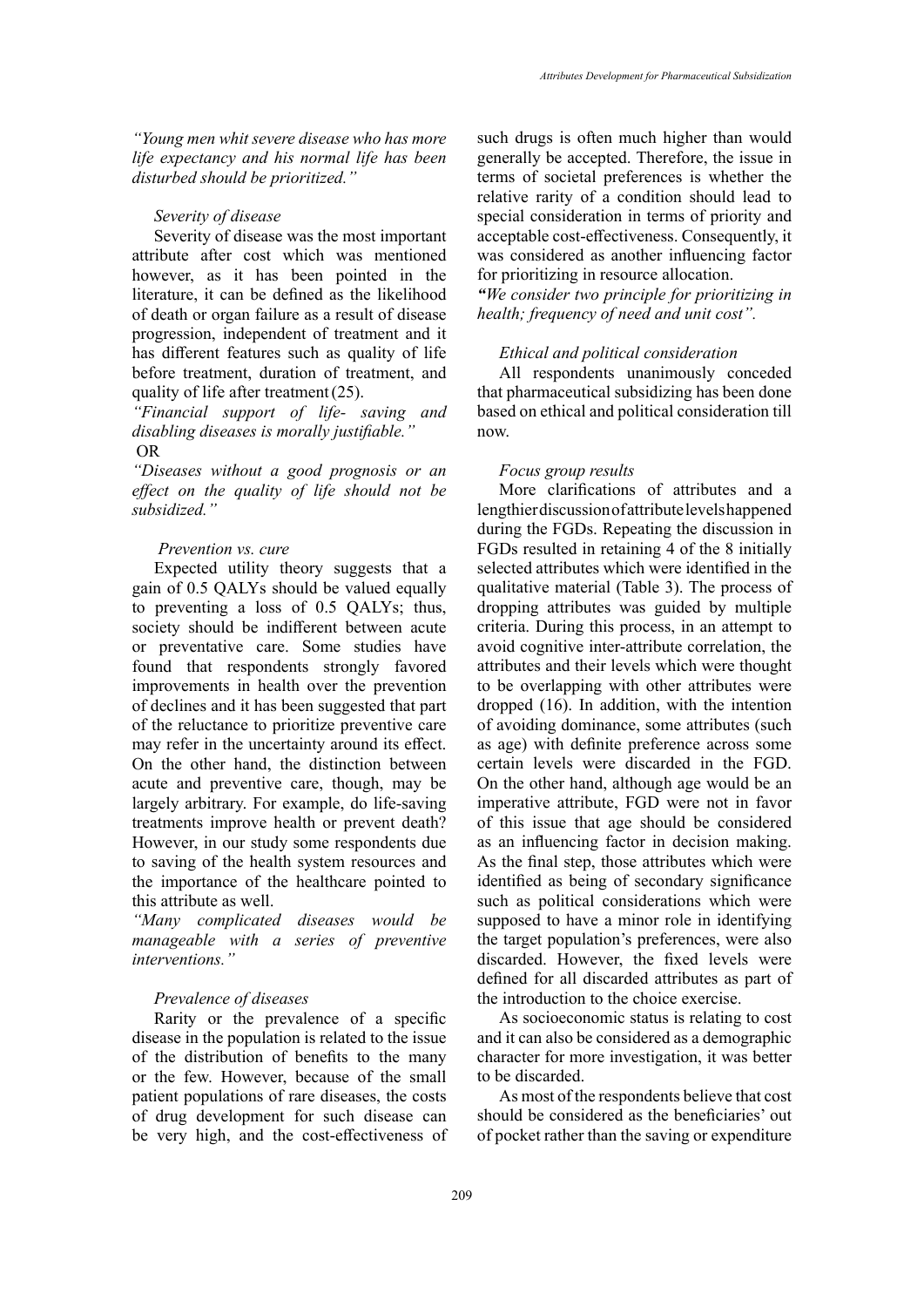*"Young men whit severe disease who has more life expectancy and his normal life has been disturbed should be prioritized."*

*Severity of disease*

Severity of disease was the most important attribute after cost which was mentioned however, as it has been pointed in the literature, it can be defined as the likelihood of death or organ failure as a result of disease progression, independent of treatment and it has different features such as quality of life before treatment, duration of treatment, and quality of life after treatment (25).

*"Financial support of life- saving and disabling diseases is morally justifiable."*

OR

*"Diseases without a good prognosis or an effect on the quality of life should not be subsidized."*

*Prevention vs. cure*

Expected utility theory suggests that a gain of 0.5 QALYs should be valued equally to preventing a loss of 0.5 QALYs; thus, society should be indifferent between acute or preventative care. Some studies have found that respondents strongly favored improvements in health over the prevention of declines and it has been suggested that part of the reluctance to prioritize preventive care may refer in the uncertainty around its effect. On the other hand, the distinction between acute and preventive care, though, may be largely arbitrary. For example, do life-saving treatments improve health or prevent death? However, in our study some respondents due to saving of the health system resources and the importance of the healthcare pointed to this attribute as well.

*"Many complicated diseases would be manageable with a series of preventive interventions."*

*Prevalence of diseases*

Rarity or the prevalence of a specific disease in the population is related to the issue of the distribution of benefits to the many or the few. However, because of the small patient populations of rare diseases, the costs of drug development for such disease can be very high, and the cost-effectiveness of such drugs is often much higher than would generally be accepted. Therefore, the issue in terms of societal preferences is whether the relative rarity of a condition should lead to special consideration in terms of priority and acceptable cost-effectiveness. Consequently, it was considered as another influencing factor for prioritizing in resource allocation.

***"****We consider two principle for prioritizing in health; frequency of need and unit cost".*

*Ethical and political consideration*

All respondents unanimously conceded that pharmaceutical subsidizing has been done based on ethical and political consideration till now.

*Focus group results*

More clarifications of attributes and a lengthier discussion of attribute levels happened during the FGDs. Repeating the discussion in FGDs resulted in retaining 4 of the 8 initially selected attributes which were identified in the qualitative material (Table 3). The process of dropping attributes was guided by multiple criteria. During this process, in an attempt to avoid cognitive inter-attribute correlation, the attributes and their levels which were thought to be overlapping with other attributes were dropped (16). In addition, with the intention of avoiding dominance, some attributes (such as age) with definite preference across some certain levels were discarded in the FGD. On the other hand, although age would be an imperative attribute, FGD were not in favor of this issue that age should be considered as an influencing factor in decision making. As the final step, those attributes which were identified as being of secondary significance such as political considerations which were supposed to have a minor role in identifying the target population's preferences, were also discarded. However, the fixed levels were defined for all discarded attributes as part of the introduction to the choice exercise.

As socioeconomic status is relating to cost and it can also be considered as a demographic character for more investigation, it was better to be discarded.

As most of the respondents believe that cost should be considered as the beneficiaries' out of pocket rather than the saving or expenditure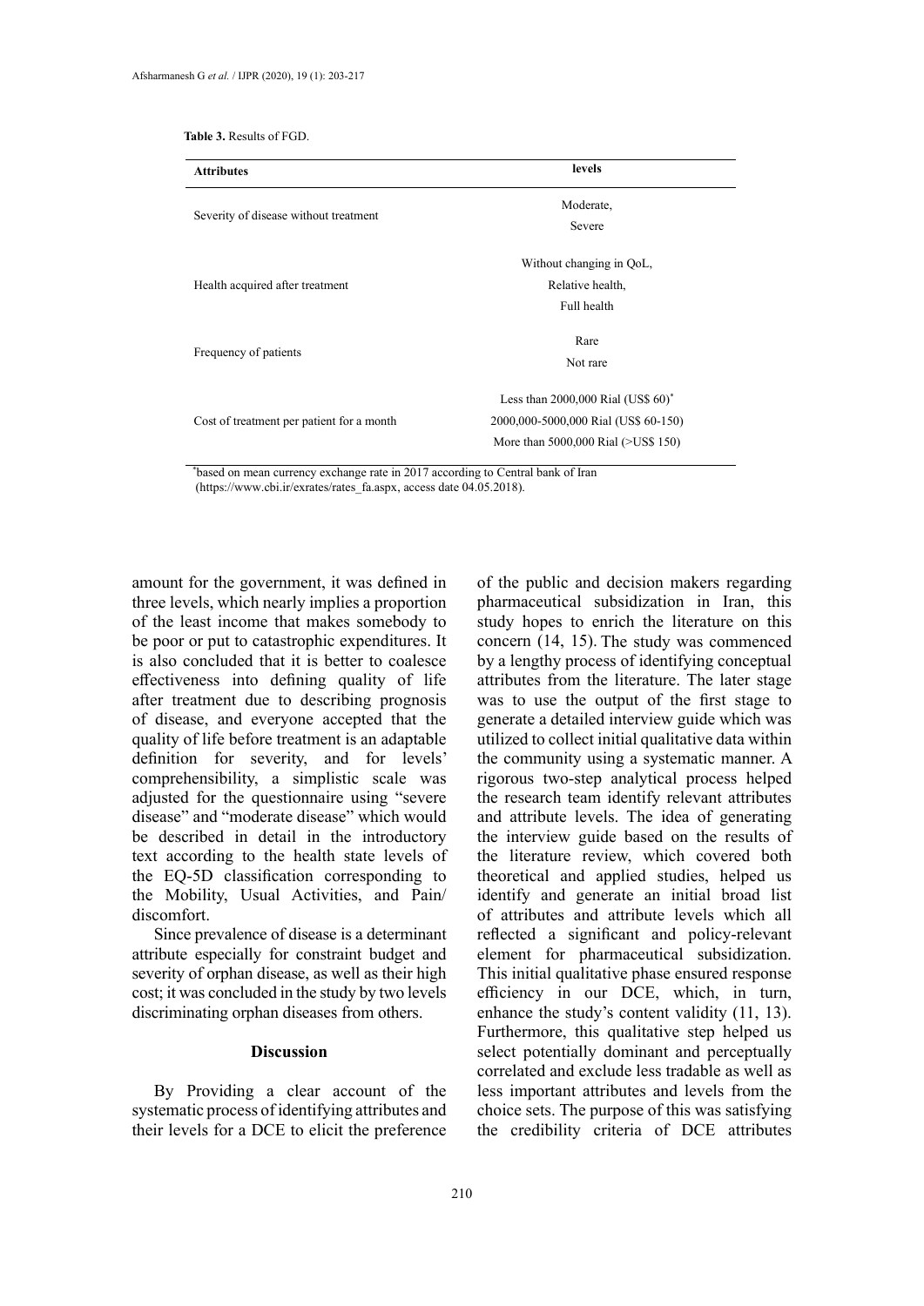**Table 3.** Results of FGD.

| Attributes | levels |
|---|---|
| Severity of disease without treatment | Moderate,<br>Severe |
| Health acquired after treatment | Without changing in QoL,<br>Relative health,<br>Full health |
| Frequency of patients | Rare<br>Not rare |
| Cost of treatment per patient for a month | Less than 2000,000 Rial (US$ 60)*<br>2000,000-5000,000 Rial (US$ 60-150)<br>More than 5000,000 Rial (>US$ 150) |

*based on mean currency exchange rate in 2017 according to Central bank of Iran (https://www.cbi.ir/exrates/rates_fa.aspx, access date 04.05.2018).

amount for the government, it was defined in three levels, which nearly implies a proportion of the least income that makes somebody to be poor or put to catastrophic expenditures. It is also concluded that it is better to coalesce effectiveness into defining quality of life after treatment due to describing prognosis of disease, and everyone accepted that the quality of life before treatment is an adaptable definition for severity, and for levels' comprehensibility, a simplistic scale was adjusted for the questionnaire using "severe disease" and "moderate disease" which would be described in detail in the introductory text according to the health state levels of the EQ-5D classification corresponding to the Mobility, Usual Activities, and Pain/discomfort.

Since prevalence of disease is a determinant attribute especially for constraint budget and severity of orphan disease, as well as their high cost; it was concluded in the study by two levels discriminating orphan diseases from others.

## Discussion

By Providing a clear account of the systematic process of identifying attributes and their levels for a DCE to elicit the preference of the public and decision makers regarding pharmaceutical subsidization in Iran, this study hopes to enrich the literature on this concern (14, 15). The study was commenced by a lengthy process of identifying conceptual attributes from the literature. The later stage was to use the output of the first stage to generate a detailed interview guide which was utilized to collect initial qualitative data within the community using a systematic manner. A rigorous two-step analytical process helped the research team identify relevant attributes and attribute levels. The idea of generating the interview guide based on the results of the literature review, which covered both theoretical and applied studies, helped us identify and generate an initial broad list of attributes and attribute levels which all reflected a significant and policy-relevant element for pharmaceutical subsidization. This initial qualitative phase ensured response efficiency in our DCE, which, in turn, enhance the study's content validity (11, 13). Furthermore, this qualitative step helped us select potentially dominant and perceptually correlated and exclude less tradable as well as less important attributes and levels from the choice sets. The purpose of this was satisfying the credibility criteria of DCE attributes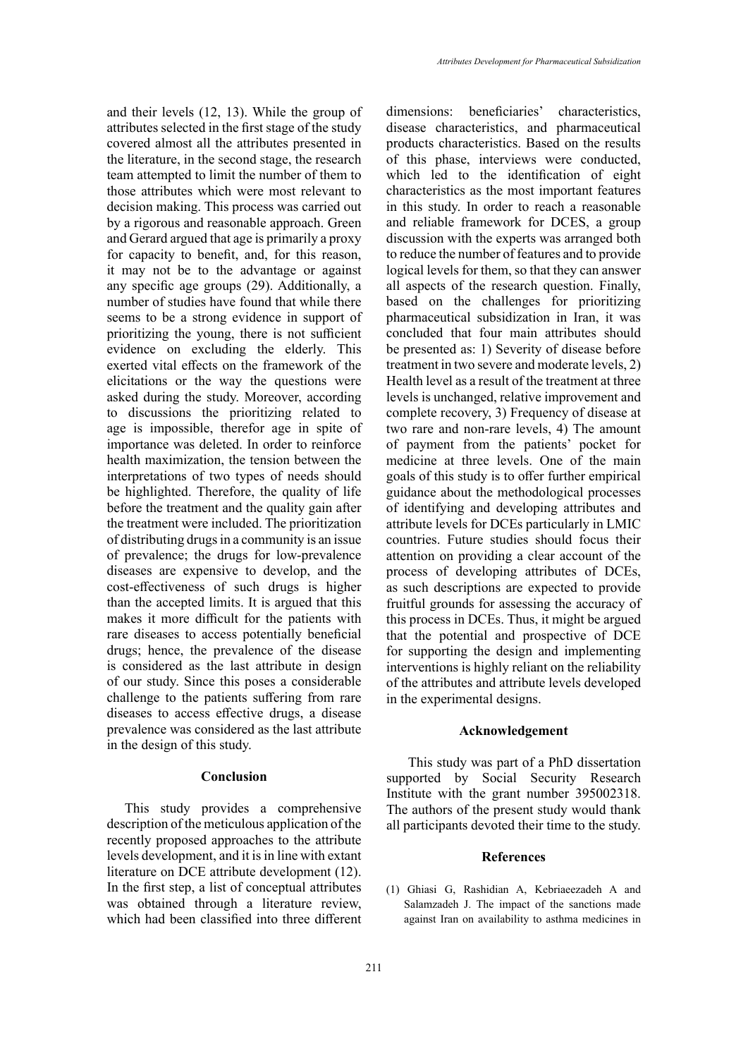and their levels (12, 13). While the group of attributes selected in the first stage of the study covered almost all the attributes presented in the literature, in the second stage, the research team attempted to limit the number of them to those attributes which were most relevant to decision making. This process was carried out by a rigorous and reasonable approach. Green and Gerard argued that age is primarily a proxy for capacity to benefit, and, for this reason, it may not be to the advantage or against any specific age groups (29). Additionally, a number of studies have found that while there seems to be a strong evidence in support of prioritizing the young, there is not sufficient evidence on excluding the elderly. This exerted vital effects on the framework of the elicitations or the way the questions were asked during the study. Moreover, according to discussions the prioritizing related to age is impossible, therefor age in spite of importance was deleted. In order to reinforce health maximization, the tension between the interpretations of two types of needs should be highlighted. Therefore, the quality of life before the treatment and the quality gain after the treatment were included. The prioritization of distributing drugs in a community is an issue of prevalence; the drugs for low-prevalence diseases are expensive to develop, and the cost-effectiveness of such drugs is higher than the accepted limits. It is argued that this makes it more difficult for the patients with rare diseases to access potentially beneficial drugs; hence, the prevalence of the disease is considered as the last attribute in design of our study. Since this poses a considerable challenge to the patients suffering from rare diseases to access effective drugs, a disease prevalence was considered as the last attribute in the design of this study.

## Conclusion

This study provides a comprehensive description of the meticulous application of the recently proposed approaches to the attribute levels development, and it is in line with extant literature on DCE attribute development (12). In the first step, a list of conceptual attributes was obtained through a literature review, which had been classified into three different dimensions: beneficiaries' characteristics, disease characteristics, and pharmaceutical products characteristics. Based on the results of this phase, interviews were conducted, which led to the identification of eight characteristics as the most important features in this study. In order to reach a reasonable and reliable framework for DCES, a group discussion with the experts was arranged both to reduce the number of features and to provide logical levels for them, so that they can answer all aspects of the research question. Finally, based on the challenges for prioritizing pharmaceutical subsidization in Iran, it was concluded that four main attributes should be presented as: 1) Severity of disease before treatment in two severe and moderate levels, 2) Health level as a result of the treatment at three levels is unchanged, relative improvement and complete recovery, 3) Frequency of disease at two rare and non-rare levels, 4) The amount of payment from the patients' pocket for medicine at three levels. One of the main goals of this study is to offer further empirical guidance about the methodological processes of identifying and developing attributes and attribute levels for DCEs particularly in LMIC countries. Future studies should focus their attention on providing a clear account of the process of developing attributes of DCEs, as such descriptions are expected to provide fruitful grounds for assessing the accuracy of this process in DCEs. Thus, it might be argued that the potential and prospective of DCE for supporting the design and implementing interventions is highly reliant on the reliability of the attributes and attribute levels developed in the experimental designs.

## Acknowledgement

This study was part of a PhD dissertation supported by Social Security Research Institute with the grant number 395002318. The authors of the present study would thank all participants devoted their time to the study.

## References

(1) Ghiasi G, Rashidian A, Kebriaeezadeh A and Salamzadeh J. The impact of the sanctions made against Iran on availability to asthma medicines in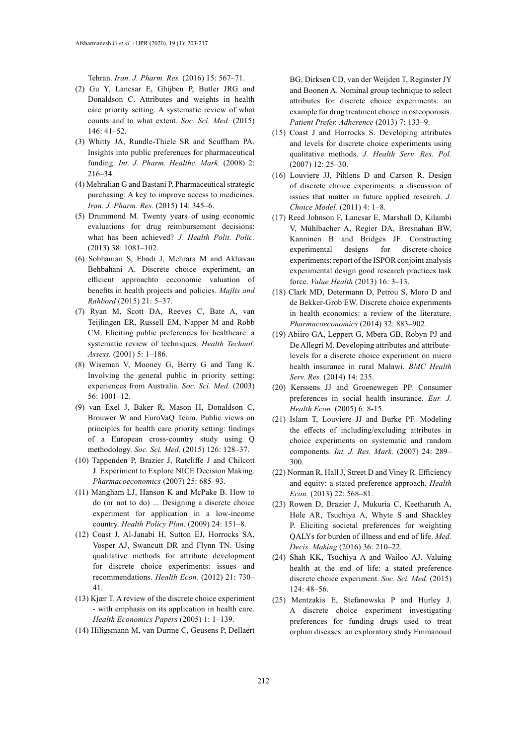Tehran. *Iran. J. Pharm. Res.* (2016) 15: 567–71.

(2) Gu Y, Lancsar E, Ghijben P, Butler JRG and Donaldson C. Attributes and weights in health care priority setting: A systematic review of what counts and to what extent. *Soc. Sci. Med.* (2015) 146: 41–52.

(3) Whitty JA, Rundle-Thiele SR and Scuffham PA. Insights into public preferences for pharmaceutical funding. *Int. J. Pharm. Healthc. Mark.* (2008) 2: 216–34.

(4) Mehralian G and Bastani P. Pharmaceutical strategic purchasing: A key to improve access to medicines. *Iran. J. Pharm. Res.* (2015) 14: 345–6.

(5) Drummond M. Twenty years of using economic evaluations for drug reimbursement decisions: what has been achieved? *J. Health Polit. Polic.* (2013) 38: 1081–102.

(6) Sobhanian S, Ebadi J, Mehrara M and Akhavan Behbahani A. Discrete choice experiment, an efficient approachto ecconomic valuation of benefits in health projects and policies. *Majlis and Rahbord* (2015) 21: 5–37.

(7) Ryan M, Scott DA, Reeves C, Bate A, van Teijlingen ER, Russell EM, Napper M and Robb CM. Eliciting public preferences for healthcare: a systematic review of techniques. *Health Technol. Assess.* (2001) 5: 1–186.

(8) Wiseman V, Mooney G, Berry G and Tang K. Involving the general public in priority setting: experiences from Australia. *Soc. Sci. Med.* (2003) 56: 1001–12.

(9) van Exel J, Baker R, Mason H, Donaldson C, Brouwer W and EuroVaQ Team. Public views on principles for health care priority setting: findings of a European cross-country study using Q methodology. *Soc. Sci. Med.* (2015) 126: 128–37.

(10) Tappenden P, Brazier J, Ratcliffe J and Chilcott J. Experiment to Explore NICE Decision Making. *Pharmacoeconomics* (2007) 25: 685–93.

(11) Mangham LJ, Hanson K and McPake B. How to do (or not to do) ... Designing a discrete choice experiment for application in a low-income country. *Health Policy Plan.* (2009) 24: 151–8.

(12) Coast J, Al-Janabi H, Sutton EJ, Horrocks SA, Vosper AJ, Swancutt DR and Flynn TN. Using qualitative methods for attribute development for discrete choice experiments: issues and recommendations. *Health Econ.* (2012) 21: 730–41.

(13) Kjær T. A review of the discrete choice experiment - with emphasis on its application in health care. *Health Economics Papers* (2005) 1: 1–139.

(14) Hiligsmann M, van Durme C, Geusens P, Dellaert BG, Dirksen CD, van der Weijden T, Reginster JY and Boonen A. Nominal group technique to select attributes for discrete choice experiments: an example for drug treatment choice in osteoporosis. *Patient Prefer. Adherence* (2013) 7: 133–9.

(15) Coast J and Horrocks S. Developing attributes and levels for discrete choice experiments using qualitative methods. *J. Health Serv. Res. Pol.* (2007) 12: 25–30.

(16) Louviere JJ, Pihlens D and Carson R. Design of discrete choice experiments: a discussion of issues that matter in future applied research. *J. Choice Model.* (2011) 4: 1–8.

(17) Reed Johnson F, Lancsar E, Marshall D, Kilambi V, Mühlbacher A, Regier DA, Bresnahan BW, Kanninen B and Bridges JF. Constructing experimental designs for discrete-choice experiments: report of the ISPOR conjoint analysis experimental design good research practices task force. *Value Health* (2013) 16: 3–13.

(18) Clark MD, Determann D, Petrou S, Moro D and de Bekker-Grob EW. Discrete choice experiments in health economics: a review of the literature. *Pharmacoeconomics* (2014) 32: 883–902.

(19) Abiiro GA, Leppert G, Mbera GB, Robyn PJ and De Allegri M. Developing attributes and attribute-levels for a discrete choice experiment on micro health insurance in rural Malawi. *BMC Health Serv. Res.* (2014) 14: 235.

(20) Kerssens JJ and Groenewegen PP. Consumer preferences in social health insurance. *Eur. J. Health Econ.* (2005) 6: 8-15.

(21) Islam T, Louviere JJ and Burke PF. Modeling the effects of including/excluding attributes in choice experiments on systematic and random components. *Int. J. Res. Mark.* (2007) 24: 289–300.

(22) Norman R, Hall J, Street D and Viney R. Efficiency and equity: a stated preference approach. *Health Econ.* (2013) 22: 568–81.

(23) Rowen D, Brazier J, Mukuria C, Keetharuth A, Hole AR, Tsuchiya A, Whyte S and Shackley P. Eliciting societal preferences for weighting QALYs for burden of illness and end of life. *Med. Decis. Making* (2016) 36: 210–22.

(24) Shah KK, Tsuchiya A and Wailoo AJ. Valuing health at the end of life: a stated preference discrete choice experiment. *Soc. Sci. Med.* (2015) 124: 48–56.

(25) Mentzakis E, Stefanowska P and Hurley J. A discrete choice experiment investigating preferences for funding drugs used to treat orphan diseases: an exploratory study Emmanouil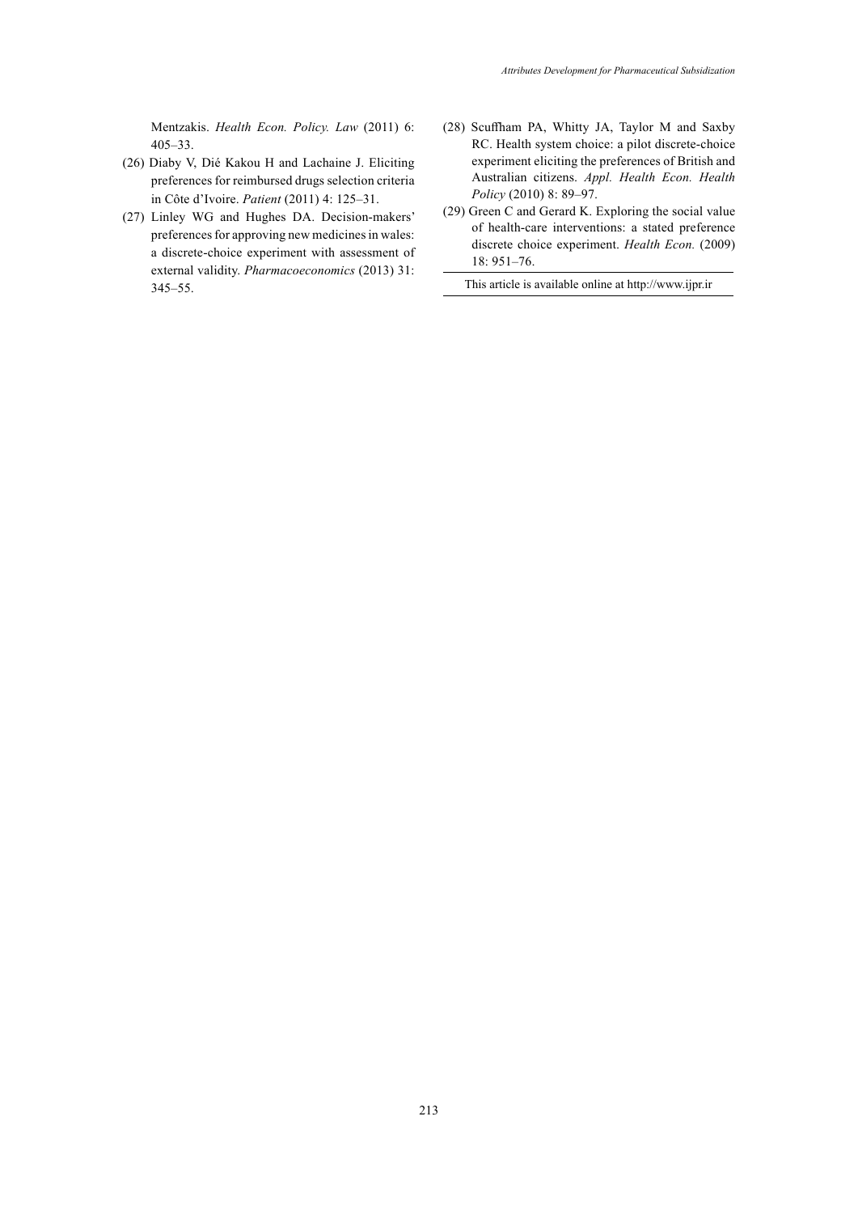Mentzakis. *Health Econ. Policy. Law* (2011) 6: 405–33.

(26) Diaby V, Dié Kakou H and Lachaine J. Eliciting preferences for reimbursed drugs selection criteria in Côte d'Ivoire. *Patient* (2011) 4: 125–31.

(27) Linley WG and Hughes DA. Decision-makers' preferences for approving new medicines in wales: a discrete-choice experiment with assessment of external validity. *Pharmacoeconomics* (2013) 31: 345–55.

(28) Scuffham PA, Whitty JA, Taylor M and Saxby RC. Health system choice: a pilot discrete-choice experiment eliciting the preferences of British and Australian citizens. *Appl. Health Econ. Health Policy* (2010) 8: 89–97.

(29) Green C and Gerard K. Exploring the social value of health-care interventions: a stated preference discrete choice experiment. *Health Econ.* (2009) 18: 951–76.

This article is available online at http://www.ijpr.ir